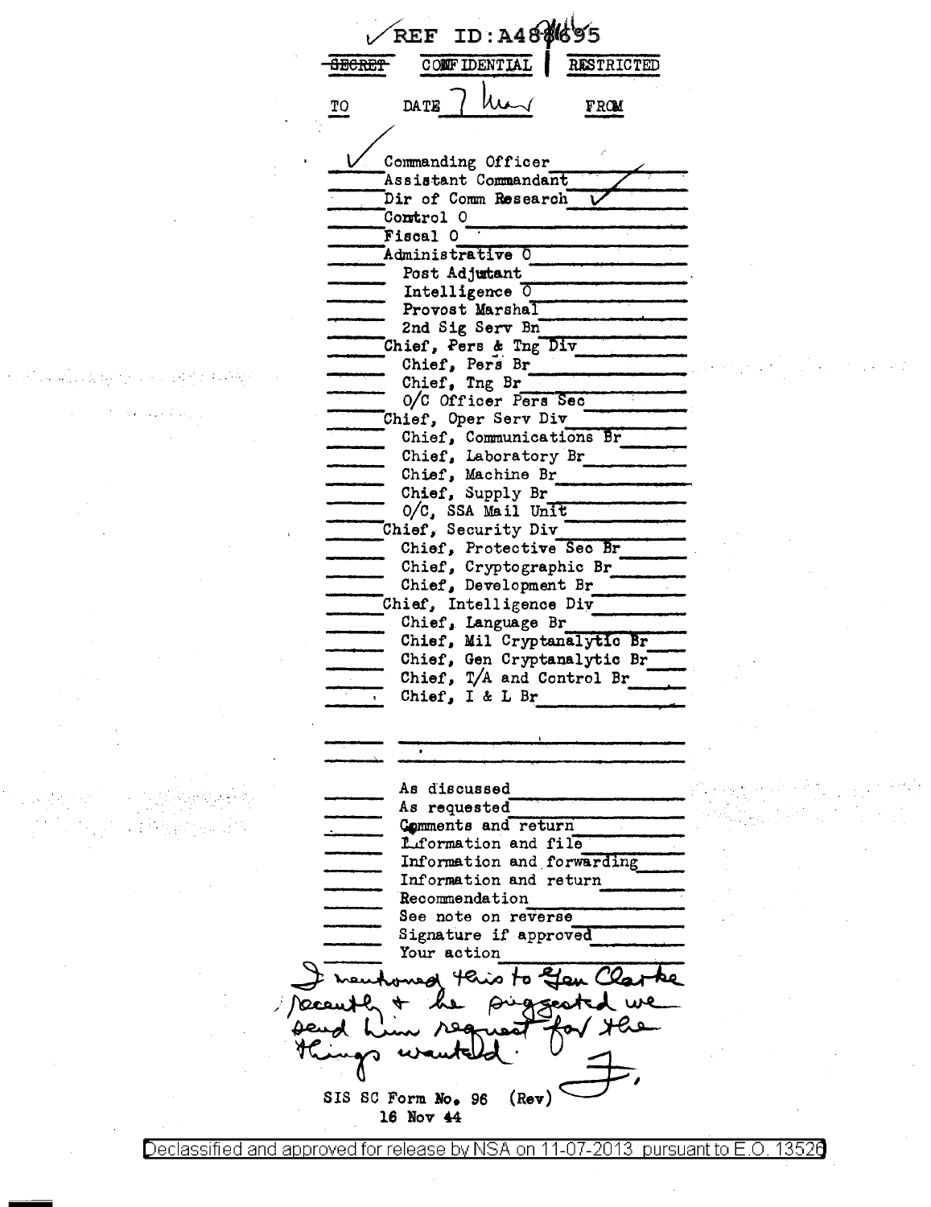REF ID:A488695

~~SECRET~~ CONFIDENTIAL | RESTRICTED

| TO | DATE 7 Mar | FROM |
|---|---|---|
| ✓ | Commanding Officer | |
| | Assistant Commandant | |
| | Dir of Comm Research | ✓ |
| | Control O | |
| | Fiscal O | |
| | Administrative O | |
| | Post Adjutant | |
| | Intelligence O | |
| | Provost Marshal | |
| | 2nd Sig Serv Bn | |
| | Chief, Pers & Tng Div | |
| | Chief, Pers Br | |
| | Chief, Tng Br | |
| | O/C Officer Pers Sec | |
| | Chief, Oper Serv Div | |
| | Chief, Communications Br | |
| | Chief, Laboratory Br | |
| | Chief, Machine Br | |
| | Chief, Supply Br | |
| | O/C, SSA Mail Unit | |
| | Chief, Security Div | |
| | Chief, Protective Sec Br | |
| | Chief, Cryptographic Br | |
| | Chief, Development Br | |
| | Chief, Intelligence Div | |
| | Chief, Language Br | |
| | Chief, Mil Cryptanalytic Br | |
| | Chief, Gen Cryptanalytic Br | |
| | Chief, T/A and Control Br | |
| | Chief, I & L Br | |
| | | |
| | | |
| | As discussed | |
| | As requested | |
| | Comments and return | |
| | Information and file | |
| | Information and forwarding | |
| | Information and return | |
| | Recommendation | |
| | See note on reverse | |
| | Signature if approved | |
| | Your action | |

I mentioned this to Gen Clarke recently & he suggested we send him request for the things wanted.

F.

SIS SC Form No. 96 (Rev)
16 Nov 44

Declassified and approved for release by NSA on 11-07-2013 pursuant to E.O. 13526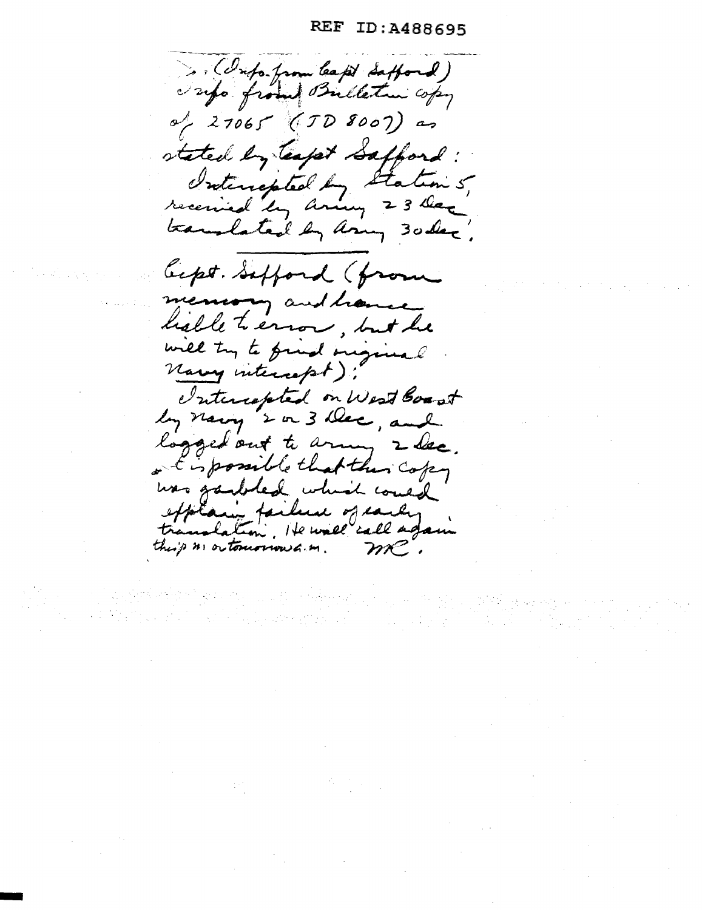>. (Info. from Capt Safford)
Info. from Bulletin copy of 27065 (JD 8007) as stated by Capt Safford:
Intercepted by Station 5, received by Army 23 Dec, translated by Army 30 Dec.

---

Capt. Safford (from memory and hence liable to error, but he will try to find original Navy intercept):
Intercepted on West Coast by Navy 2 or 3 Dec, and logged out to Army 2 Dec.
It is possible that this copy was garbled which would explain failure of early translation. He will call again this p.m. or tomorrow a.m. MC.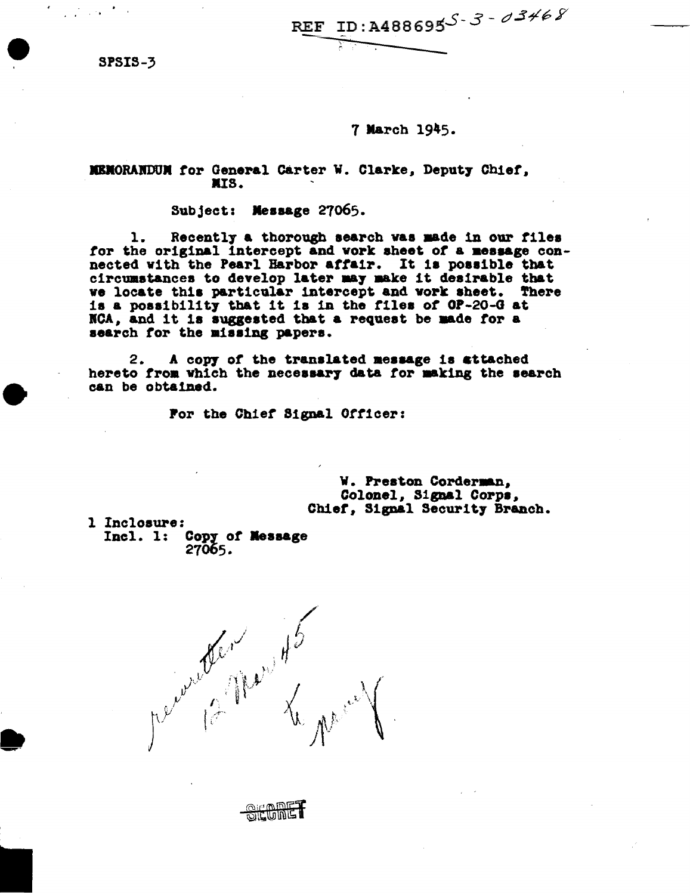REF ID:A488695 S-3-03468

SPSIS-3

7 March 1945.

MEMORANDUM for General Carter W. Clarke, Deputy Chief, MIS.

Subject: Message 27065.

1. Recently a thorough search was made in our files for the original intercept and work sheet of a message connected with the Pearl Harbor affair. It is possible that circumstances to develop later may make it desirable that we locate this particular intercept and work sheet. There is a possibility that it is in the files of OP-20-G at NCA, and it is suggested that a request be made for a search for the missing papers.

2. A copy of the translated message is attached hereto from which the necessary data for making the search can be obtained.

For the Chief Signal Officer:

W. Preston Corderman,
Colonel, Signal Corps,
Chief, Signal Security Branch.

1 Inclosure:
Incl. 1: Copy of Message 27065.

rewritten 12 Mar 45 to navy

SECRET